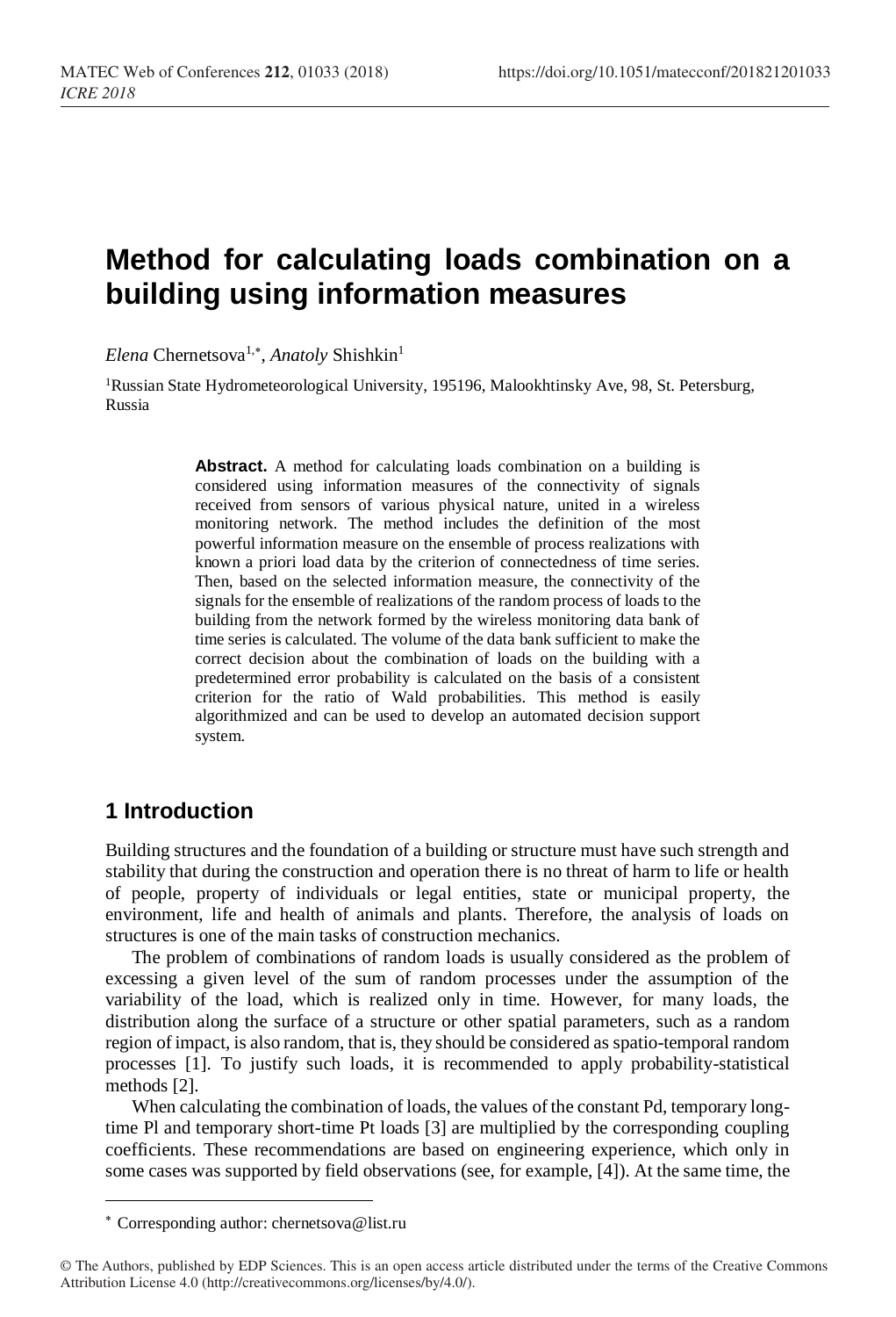# Method for calculating loads combination on a building using information measures

*Elena* Chernetsova[1,*], *Anatoly* Shishkin[1]

[1]Russian State Hydrometeorological University, 195196, Malookhtinsky Ave, 98, St. Petersburg, Russia

**Abstract.** A method for calculating loads combination on a building is considered using information measures of the connectivity of signals received from sensors of various physical nature, united in a wireless monitoring network. The method includes the definition of the most powerful information measure on the ensemble of process realizations with known a priori load data by the criterion of connectedness of time series. Then, based on the selected information measure, the connectivity of the signals for the ensemble of realizations of the random process of loads to the building from the network formed by the wireless monitoring data bank of time series is calculated. The volume of the data bank sufficient to make the correct decision about the combination of loads on the building with a predetermined error probability is calculated on the basis of a consistent criterion for the ratio of Wald probabilities. This method is easily algorithmized and can be used to develop an automated decision support system.

## 1 Introduction

Building structures and the foundation of a building or structure must have such strength and stability that during the construction and operation there is no threat of harm to life or health of people, property of individuals or legal entities, state or municipal property, the environment, life and health of animals and plants. Therefore, the analysis of loads on structures is one of the main tasks of construction mechanics.

The problem of combinations of random loads is usually considered as the problem of excessing a given level of the sum of random processes under the assumption of the variability of the load, which is realized only in time. However, for many loads, the distribution along the surface of a structure or other spatial parameters, such as a random region of impact, is also random, that is, they should be considered as spatio-temporal random processes [1]. To justify such loads, it is recommended to apply probability-statistical methods [2].

When calculating the combination of loads, the values of the constant Pd, temporary long-time Pl and temporary short-time Pt loads [3] are multiplied by the corresponding coupling coefficients. These recommendations are based on engineering experience, which only in some cases was supported by field observations (see, for example, [4]). At the same time, the

* Corresponding author: chernetsova@list.ru

© The Authors, published by EDP Sciences. This is an open access article distributed under the terms of the Creative Commons Attribution License 4.0 (http://creativecommons.org/licenses/by/4.0/).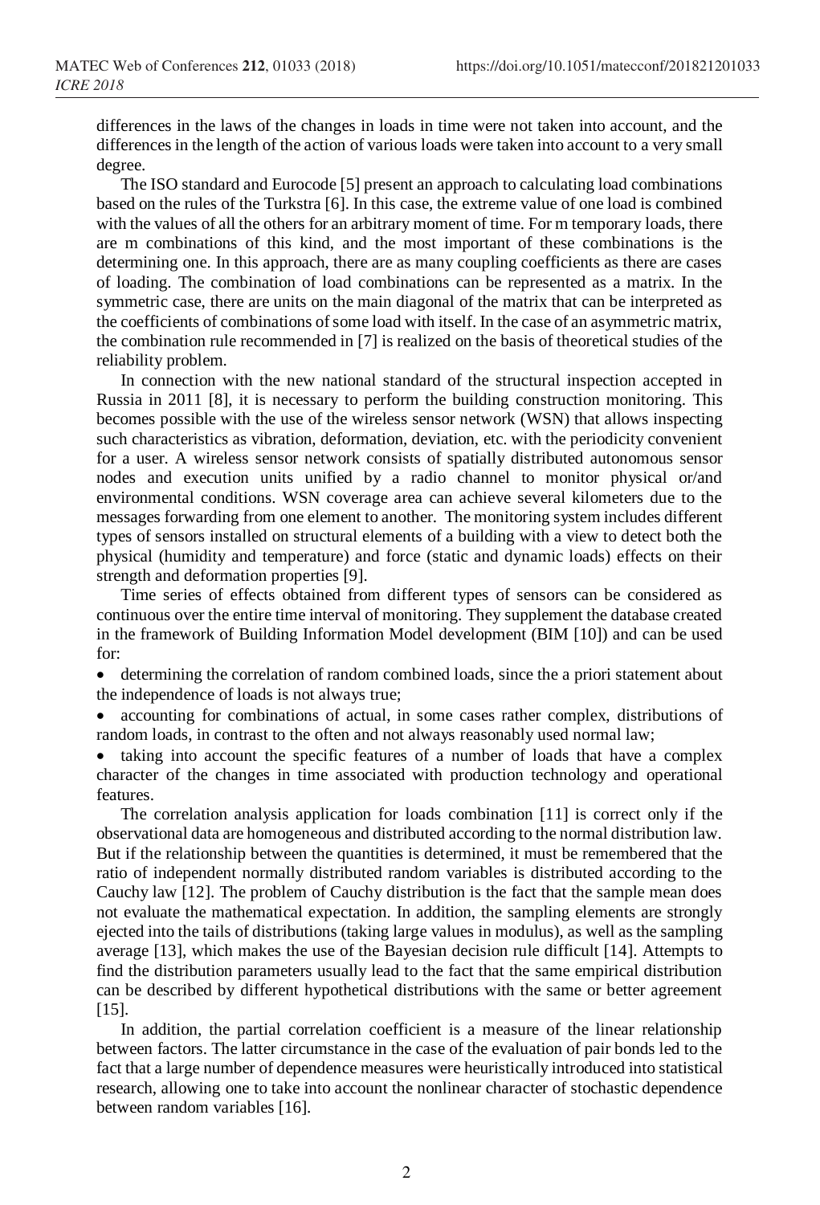differences in the laws of the changes in loads in time were not taken into account, and the differences in the length of the action of various loads were taken into account to a very small degree.

The ISO standard and Eurocode [5] present an approach to calculating load combinations based on the rules of the Turkstra [6]. In this case, the extreme value of one load is combined with the values of all the others for an arbitrary moment of time. For m temporary loads, there are m combinations of this kind, and the most important of these combinations is the determining one. In this approach, there are as many coupling coefficients as there are cases of loading. The combination of load combinations can be represented as a matrix. In the symmetric case, there are units on the main diagonal of the matrix that can be interpreted as the coefficients of combinations of some load with itself. In the case of an asymmetric matrix, the combination rule recommended in [7] is realized on the basis of theoretical studies of the reliability problem.

In connection with the new national standard of the structural inspection accepted in Russia in 2011 [8], it is necessary to perform the building construction monitoring. This becomes possible with the use of the wireless sensor network (WSN) that allows inspecting such characteristics as vibration, deformation, deviation, etc. with the periodicity convenient for a user. A wireless sensor network consists of spatially distributed autonomous sensor nodes and execution units unified by a radio channel to monitor physical or/and environmental conditions. WSN coverage area can achieve several kilometers due to the messages forwarding from one element to another. The monitoring system includes different types of sensors installed on structural elements of a building with a view to detect both the physical (humidity and temperature) and force (static and dynamic loads) effects on their strength and deformation properties [9].

Time series of effects obtained from different types of sensors can be considered as continuous over the entire time interval of monitoring. They supplement the database created in the framework of Building Information Model development (BIM [10]) and can be used for:

- determining the correlation of random combined loads, since the a priori statement about the independence of loads is not always true;
- accounting for combinations of actual, in some cases rather complex, distributions of random loads, in contrast to the often and not always reasonably used normal law;
- taking into account the specific features of a number of loads that have a complex character of the changes in time associated with production technology and operational features.

The correlation analysis application for loads combination [11] is correct only if the observational data are homogeneous and distributed according to the normal distribution law. But if the relationship between the quantities is determined, it must be remembered that the ratio of independent normally distributed random variables is distributed according to the Cauchy law [12]. The problem of Cauchy distribution is the fact that the sample mean does not evaluate the mathematical expectation. In addition, the sampling elements are strongly ejected into the tails of distributions (taking large values in modulus), as well as the sampling average [13], which makes the use of the Bayesian decision rule difficult [14]. Attempts to find the distribution parameters usually lead to the fact that the same empirical distribution can be described by different hypothetical distributions with the same or better agreement [15].

In addition, the partial correlation coefficient is a measure of the linear relationship between factors. The latter circumstance in the case of the evaluation of pair bonds led to the fact that a large number of dependence measures were heuristically introduced into statistical research, allowing one to take into account the nonlinear character of stochastic dependence between random variables [16].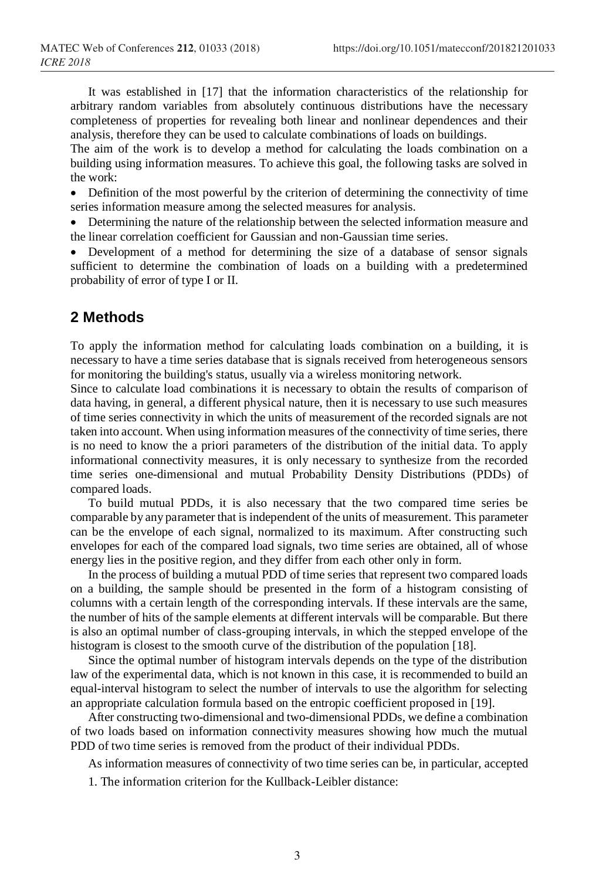It was established in [17] that the information characteristics of the relationship for arbitrary random variables from absolutely continuous distributions have the necessary completeness of properties for revealing both linear and nonlinear dependences and their analysis, therefore they can be used to calculate combinations of loads on buildings.

The aim of the work is to develop a method for calculating the loads combination on a building using information measures. To achieve this goal, the following tasks are solved in the work:

- Definition of the most powerful by the criterion of determining the connectivity of time series information measure among the selected measures for analysis.
- Determining the nature of the relationship between the selected information measure and the linear correlation coefficient for Gaussian and non-Gaussian time series.
- Development of a method for determining the size of a database of sensor signals sufficient to determine the combination of loads on a building with a predetermined probability of error of type I or II.

## 2 Methods

To apply the information method for calculating loads combination on a building, it is necessary to have a time series database that is signals received from heterogeneous sensors for monitoring the building's status, usually via a wireless monitoring network.

Since to calculate load combinations it is necessary to obtain the results of comparison of data having, in general, a different physical nature, then it is necessary to use such measures of time series connectivity in which the units of measurement of the recorded signals are not taken into account. When using information measures of the connectivity of time series, there is no need to know the a priori parameters of the distribution of the initial data. To apply informational connectivity measures, it is only necessary to synthesize from the recorded time series one-dimensional and mutual Probability Density Distributions (PDDs) of compared loads.

To build mutual PDDs, it is also necessary that the two compared time series be comparable by any parameter that is independent of the units of measurement. This parameter can be the envelope of each signal, normalized to its maximum. After constructing such envelopes for each of the compared load signals, two time series are obtained, all of whose energy lies in the positive region, and they differ from each other only in form.

In the process of building a mutual PDD of time series that represent two compared loads on a building, the sample should be presented in the form of a histogram consisting of columns with a certain length of the corresponding intervals. If these intervals are the same, the number of hits of the sample elements at different intervals will be comparable. But there is also an optimal number of class-grouping intervals, in which the stepped envelope of the histogram is closest to the smooth curve of the distribution of the population [18].

Since the optimal number of histogram intervals depends on the type of the distribution law of the experimental data, which is not known in this case, it is recommended to build an equal-interval histogram to select the number of intervals to use the algorithm for selecting an appropriate calculation formula based on the entropic coefficient proposed in [19].

After constructing two-dimensional and two-dimensional PDDs, we define a combination of two loads based on information connectivity measures showing how much the mutual PDD of two time series is removed from the product of their individual PDDs.

As information measures of connectivity of two time series can be, in particular, accepted

1. The information criterion for the Kullback-Leibler distance: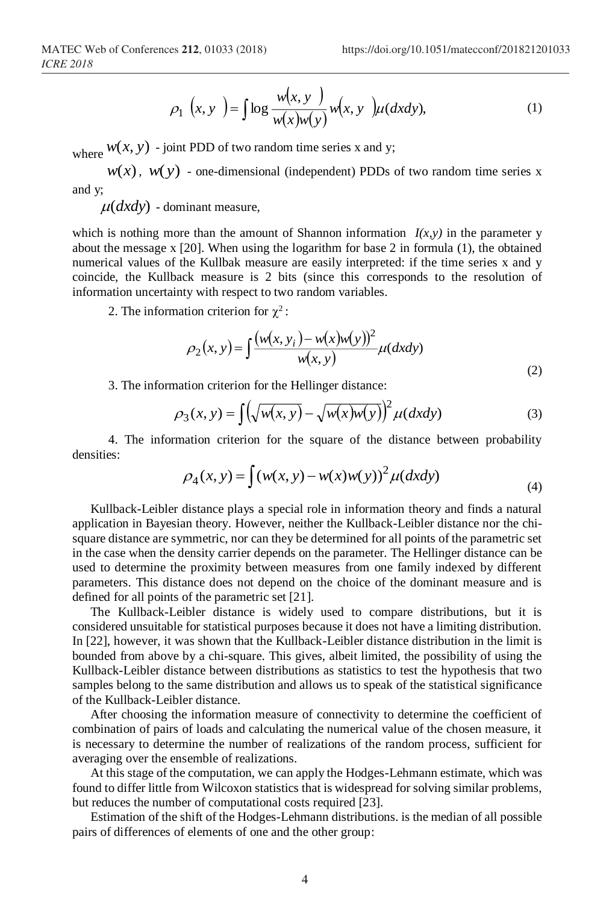$$\rho_1 \left(x, y\right) = \int \log \frac{w(x, y)}{w(x)w(y)} w(x, y) \mu(dxdy), \tag{1}$$

where $w(x, y)$ - joint PDD of two random time series x and y;

$w(x)$, $w(y)$ - one-dimensional (independent) PDDs of two random time series x and y;

$\mu(dxdy)$ - dominant measure,

which is nothing more than the amount of Shannon information $I(x,y)$ in the parameter y about the message x [20]. When using the logarithm for base 2 in formula (1), the obtained numerical values of the Kullbak measure are easily interpreted: if the time series x and y coincide, the Kullback measure is 2 bits (since this corresponds to the resolution of information uncertainty with respect to two random variables.

2. The information criterion for $\chi^2$:

$$\rho_2(x, y) = \int \frac{\left(w(x, y_i) - w(x)w(y)\right)^2}{w(x, y)} \mu(dxdy) \tag{2}$$

3. The information criterion for the Hellinger distance:

$$\rho_3(x, y) = \int \left(\sqrt{w(x, y)} - \sqrt{w(x)w(y)}\right)^2 \mu(dxdy) \tag{3}$$

4. The information criterion for the square of the distance between probability densities:

$$\rho_4(x, y) = \int (w(x, y) - w(x)w(y))^2 \mu(dxdy) \tag{4}$$

Kullback-Leibler distance plays a special role in information theory and finds a natural application in Bayesian theory. However, neither the Kullback-Leibler distance nor the chi-square distance are symmetric, nor can they be determined for all points of the parametric set in the case when the density carrier depends on the parameter. The Hellinger distance can be used to determine the proximity between measures from one family indexed by different parameters. This distance does not depend on the choice of the dominant measure and is defined for all points of the parametric set [21].

The Kullback-Leibler distance is widely used to compare distributions, but it is considered unsuitable for statistical purposes because it does not have a limiting distribution. In [22], however, it was shown that the Kullback-Leibler distance distribution in the limit is bounded from above by a chi-square. This gives, albeit limited, the possibility of using the Kullback-Leibler distance between distributions as statistics to test the hypothesis that two samples belong to the same distribution and allows us to speak of the statistical significance of the Kullback-Leibler distance.

After choosing the information measure of connectivity to determine the coefficient of combination of pairs of loads and calculating the numerical value of the chosen measure, it is necessary to determine the number of realizations of the random process, sufficient for averaging over the ensemble of realizations.

At this stage of the computation, we can apply the Hodges-Lehmann estimate, which was found to differ little from Wilcoxon statistics that is widespread for solving similar problems, but reduces the number of computational costs required [23].

Estimation of the shift of the Hodges-Lehmann distributions. is the median of all possible pairs of differences of elements of one and the other group: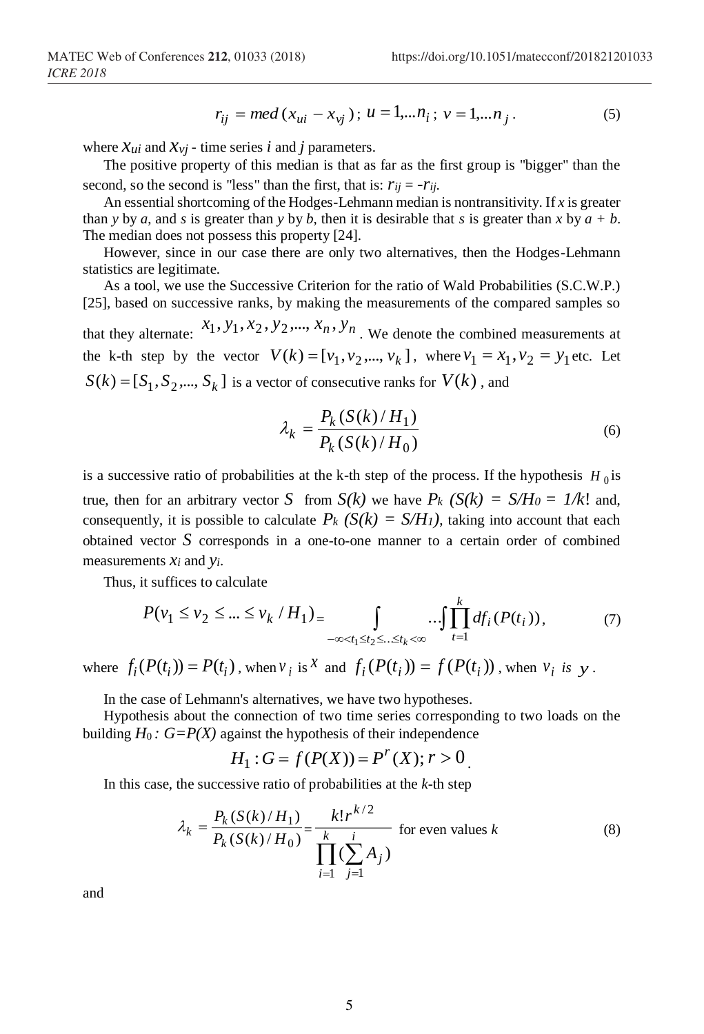$$r_{ij} = med\,(x_{ui} - x_{vj})\,;\; u = 1,...n_i\,;\; v = 1,...n_j\,. \tag{5}$$

where $x_{ui}$ and $x_{vj}$ - time series *i* and *j* parameters.

The positive property of this median is that as far as the first group is "bigger" than the second, so the second is "less" than the first, that is: $r_{ij} = -r_{ij}$.

An essential shortcoming of the Hodges-Lehmann median is nontransitivity. If *x* is greater than *y* by *a*, and *s* is greater than *y* by *b*, then it is desirable that *s* is greater than *x* by *a + b*. The median does not possess this property [24].

However, since in our case there are only two alternatives, then the Hodges-Lehmann statistics are legitimate.

As a tool, we use the Successive Criterion for the ratio of Wald Probabilities (S.C.W.P.) [25], based on successive ranks, by making the measurements of the compared samples so that they alternate: $x_1, y_1, x_2, y_2,..., x_n, y_n$. We denote the combined measurements at the k-th step by the vector $V(k) = [v_1, v_2,..., v_k]$, where $v_1 = x_1, v_2 = y_1$ etc. Let $S(k) = [S_1, S_2,..., S_k]$ is a vector of consecutive ranks for $V(k)$, and

$$\lambda_k = \frac{P_k(S(k)/H_1)}{P_k(S(k)/H_0)} \tag{6}$$

is a successive ratio of probabilities at the k-th step of the process. If the hypothesis $H_0$ is true, then for an arbitrary vector $S$ from $S(k)$ we have $P_k\,(S(k) = S/H_0 = 1/k!$ and, consequently, it is possible to calculate $P_k\,(S(k) = S/H_1)$, taking into account that each obtained vector $S$ corresponds in a one-to-one manner to a certain order of combined measurements $x_i$ and $y_i$.

Thus, it suffices to calculate

$$P(v_1 \le v_2 \le ... \le v_k / H_1) = \int\limits_{-\infty < t_1 \le t_2 \le .. \le t_k < \infty} ... \int \prod_{t=1}^{k} df_i(P(t_i)), \tag{7}$$

where $f_i(P(t_i)) = P(t_i)$, when $v_i$ is $x$ and $f_i(P(t_i)) = f(P(t_i))$, when $v_i$ *is* $y$.

In the case of Lehmann's alternatives, we have two hypotheses.

Hypothesis about the connection of two time series corresponding to two loads on the building $H_0: G = P(X)$ against the hypothesis of their independence

$$H_1: G = f(P(X)) = P^r(X); r > 0.$$

In this case, the successive ratio of probabilities at the *k*-th step

$$\lambda_k = \frac{P_k(S(k)/H_1)}{P_k(S(k)/H_0)} = \frac{k!\,r^{k/2}}{\prod\limits_{i=1}^{k}(\sum\limits_{j=1}^{i} A_j)} \quad \text{for even values } k \tag{8}$$

and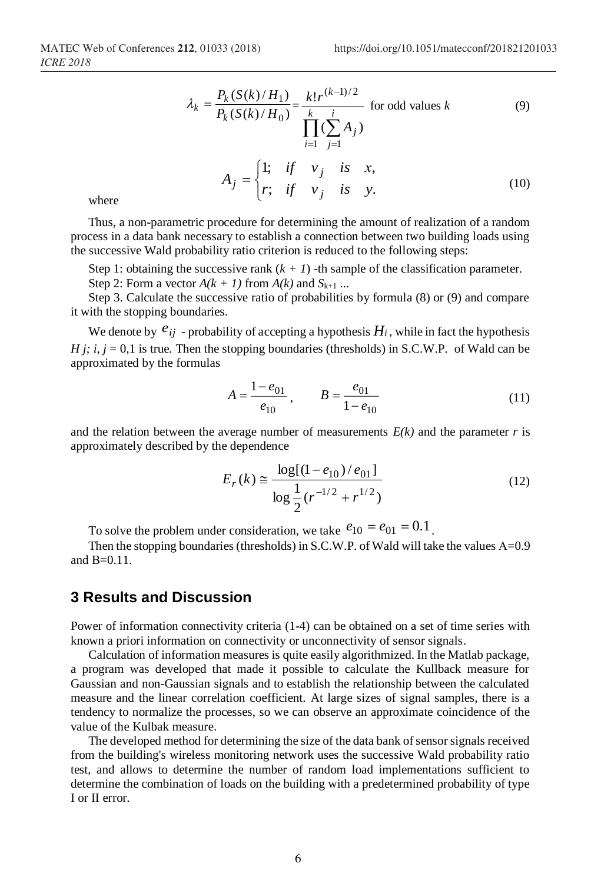$$\lambda_k = \frac{P_k(S(k)/H_1)}{P_k(S(k)/H_0)} = \frac{k! r^{(k-1)/2}}{\prod_{i=1}^{k}(\sum_{j=1}^{i} A_j)} \text{ for odd values } k \tag{9}$$

where

$$A_j = \begin{cases} 1; & if \quad v_j \quad is \quad x, \\ r; & if \quad v_j \quad is \quad y. \end{cases} \tag{10}$$

Thus, a non-parametric procedure for determining the amount of realization of a random process in a data bank necessary to establish a connection between two building loads using the successive Wald probability ratio criterion is reduced to the following steps:

Step 1: obtaining the successive rank $(k + 1)$ -th sample of the classification parameter.

Step 2: Form a vector $A(k + 1)$ from $A(k)$ and $S_{k+1}$ ...

Step 3. Calculate the successive ratio of probabilities by formula (8) or (9) and compare it with the stopping boundaries.

We denote by $e_{ij}$ - probability of accepting a hypothesis $H_i$, while in fact the hypothesis $H_j$; $i, j = 0,1$ is true. Then the stopping boundaries (thresholds) in S.C.W.P. of Wald can be approximated by the formulas

$$A = \frac{1 - e_{01}}{e_{10}}, \qquad B = \frac{e_{01}}{1 - e_{10}} \tag{11}$$

and the relation between the average number of measurements $E(k)$ and the parameter $r$ is approximately described by the dependence

$$E_r(k) \cong \frac{\log[(1 - e_{10})/e_{01}]}{\log \frac{1}{2}(r^{-1/2} + r^{1/2})} \tag{12}$$

To solve the problem under consideration, we take $e_{10} = e_{01} = 0.1$.

Then the stopping boundaries (thresholds) in S.C.W.P. of Wald will take the values A=0.9 and B=0.11.

## 3 Results and Discussion

Power of information connectivity criteria (1-4) can be obtained on a set of time series with known a priori information on connectivity or unconnectivity of sensor signals.

Calculation of information measures is quite easily algorithmized. In the Matlab package, a program was developed that made it possible to calculate the Kullback measure for Gaussian and non-Gaussian signals and to establish the relationship between the calculated measure and the linear correlation coefficient. At large sizes of signal samples, there is a tendency to normalize the processes, so we can observe an approximate coincidence of the value of the Kulbak measure.

The developed method for determining the size of the data bank of sensor signals received from the building's wireless monitoring network uses the successive Wald probability ratio test, and allows to determine the number of random load implementations sufficient to determine the combination of loads on the building with a predetermined probability of type I or II error.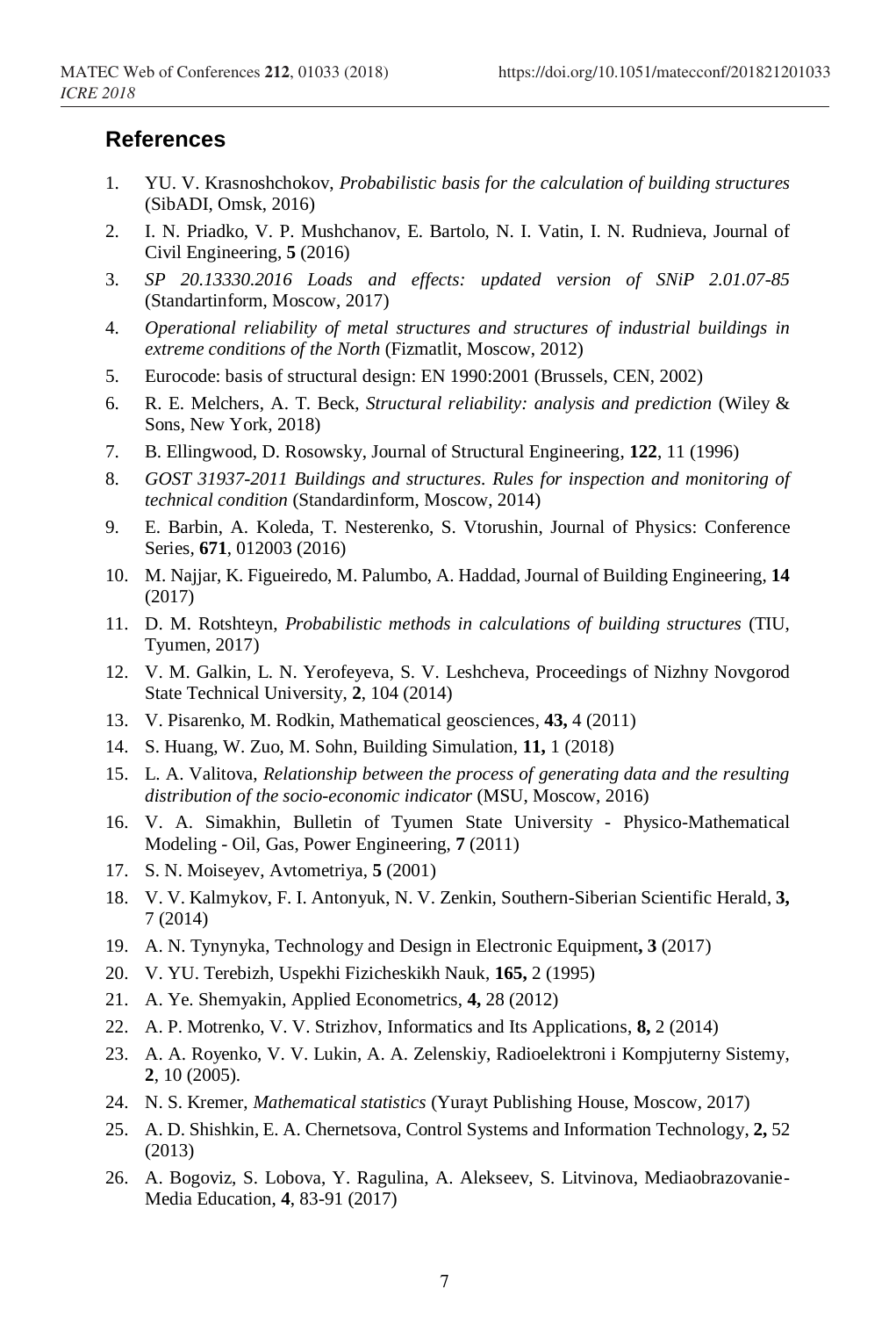## References

1. YU. V. Krasnoshchokov, *Probabilistic basis for the calculation of building structures* (SibADI, Omsk, 2016)
2. I. N. Priadko, V. P. Mushchanov, E. Bartolo, N. I. Vatin, I. N. Rudnieva, Journal of Civil Engineering, **5** (2016)
3. *SP 20.13330.2016 Loads and effects: updated version of SNiP 2.01.07-85* (Standartinform, Moscow, 2017)
4. *Operational reliability of metal structures and structures of industrial buildings in extreme conditions of the North* (Fizmatlit, Moscow, 2012)
5. Eurocode: basis of structural design: EN 1990:2001 (Brussels, CEN, 2002)
6. R. E. Melchers, A. T. Beck, *Structural reliability: analysis and prediction* (Wiley & Sons, New York, 2018)
7. B. Ellingwood, D. Rosowsky, Journal of Structural Engineering, **122**, 11 (1996)
8. *GOST 31937-2011 Buildings and structures. Rules for inspection and monitoring of technical condition* (Standardinform, Moscow, 2014)
9. E. Barbin, A. Koleda, T. Nesterenko, S. Vtorushin, Journal of Physics: Conference Series, **671**, 012003 (2016)
10. M. Najjar, K. Figueiredo, M. Palumbo, A. Haddad, Journal of Building Engineering, **14** (2017)
11. D. M. Rotshteyn, *Probabilistic methods in calculations of building structures* (TIU, Tyumen, 2017)
12. V. M. Galkin, L. N. Yerofeyeva, S. V. Leshcheva, Proceedings of Nizhny Novgorod State Technical University, **2**, 104 (2014)
13. V. Pisarenko, M. Rodkin, Mathematical geosciences, **43,** 4 (2011)
14. S. Huang, W. Zuo, M. Sohn, Building Simulation, **11,** 1 (2018)
15. L. A. Valitova, *Relationship between the process of generating data and the resulting distribution of the socio-economic indicator* (MSU, Moscow, 2016)
16. V. A. Simakhin, Bulletin of Tyumen State University - Physico-Mathematical Modeling - Oil, Gas, Power Engineering, **7** (2011)
17. S. N. Moiseyev, Avtometriya, **5** (2001)
18. V. V. Kalmykov, F. I. Antonyuk, N. V. Zenkin, Southern-Siberian Scientific Herald, **3,** 7 (2014)
19. A. N. Tynynyka, Technology and Design in Electronic Equipment**, 3** (2017)
20. V. YU. Terebizh, Uspekhi Fizicheskikh Nauk, **165,** 2 (1995)
21. A. Ye. Shemyakin, Applied Econometrics, **4,** 28 (2012)
22. A. P. Motrenko, V. V. Strizhov, Informatics and Its Applications, **8,** 2 (2014)
23. A. A. Royenko, V. V. Lukin, A. A. Zelenskiy, Radioelektroni i Kompjuterny Sistemy, **2**, 10 (2005).
24. N. S. Kremer, *Mathematical statistics* (Yurayt Publishing House, Moscow, 2017)
25. A. D. Shishkin, E. A. Chernetsova, Control Systems and Information Technology, **2,** 52 (2013)
26. A. Bogoviz, S. Lobova, Y. Ragulina, A. Alekseev, S. Litvinova, Mediaobrazovanie-Media Education, **4**, 83-91 (2017)